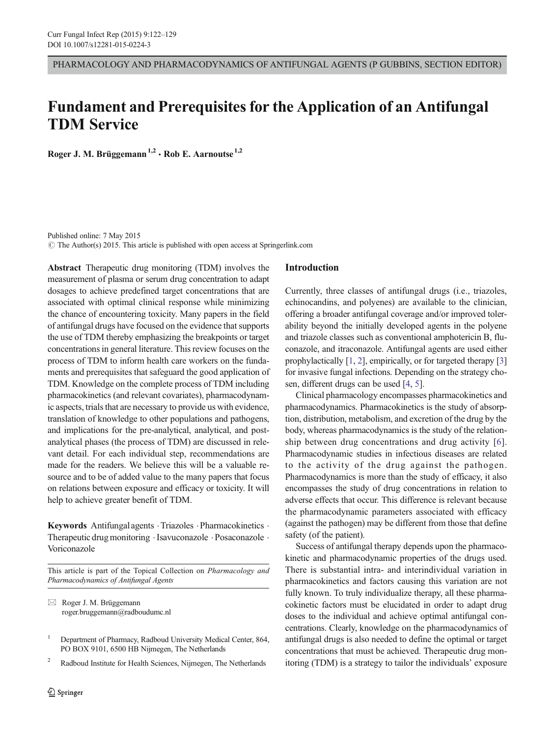PHARMACOLOGY AND PHARMACODYNAMICS OF ANTIFUNGAL AGENTS (P GUBBINS, SECTION EDITOR)

# Fundament and Prerequisites for the Application of an Antifungal TDM Service

**Roger J. M. Brüggemann**[1,2] **· Rob E. Aarnoutse**[1,2]

Published online: 7 May 2015
© The Author(s) 2015. This article is published with open access at Springerlink.com

**Abstract** Therapeutic drug monitoring (TDM) involves the measurement of plasma or serum drug concentration to adapt dosages to achieve predefined target concentrations that are associated with optimal clinical response while minimizing the chance of encountering toxicity. Many papers in the field of antifungal drugs have focused on the evidence that supports the use of TDM thereby emphasizing the breakpoints or target concentrations in general literature. This review focuses on the process of TDM to inform health care workers on the fundaments and prerequisites that safeguard the good application of TDM. Knowledge on the complete process of TDM including pharmacokinetics (and relevant covariates), pharmacodynamic aspects, trials that are necessary to provide us with evidence, translation of knowledge to other populations and pathogens, and implications for the pre-analytical, analytical, and post-analytical phases (the process of TDM) are discussed in relevant detail. For each individual step, recommendations are made for the readers. We believe this will be a valuable resource and to be of added value to the many papers that focus on relations between exposure and efficacy or toxicity. It will help to achieve greater benefit of TDM.

**Keywords** Antifungal agents · Triazoles · Pharmacokinetics · Therapeutic drug monitoring · Isavuconazole · Posaconazole · Voriconazole

This article is part of the Topical Collection on *Pharmacology and Pharmacodynamics of Antifungal Agents*

✉ Roger J. M. Brüggemann
roger.bruggemann@radboudumc.nl

[1] Department of Pharmacy, Radboud University Medical Center, 864, PO BOX 9101, 6500 HB Nijmegen, The Netherlands

[2] Radboud Institute for Health Sciences, Nijmegen, The Netherlands

## Introduction

Currently, three classes of antifungal drugs (i.e., triazoles, echinocandins, and polyenes) are available to the clinician, offering a broader antifungal coverage and/or improved tolerability beyond the initially developed agents in the polyene and triazole classes such as conventional amphotericin B, fluconazole, and itraconazole. Antifungal agents are used either prophylactically [1, 2], empirically, or for targeted therapy [3] for invasive fungal infections. Depending on the strategy chosen, different drugs can be used [4, 5].

Clinical pharmacology encompasses pharmacokinetics and pharmacodynamics. Pharmacokinetics is the study of absorption, distribution, metabolism, and excretion of the drug by the body, whereas pharmacodynamics is the study of the relationship between drug concentrations and drug activity [6]. Pharmacodynamic studies in infectious diseases are related to the activity of the drug against the pathogen. Pharmacodynamics is more than the study of efficacy, it also encompasses the study of drug concentrations in relation to adverse effects that occur. This difference is relevant because the pharmacodynamic parameters associated with efficacy (against the pathogen) may be different from those that define safety (of the patient).

Success of antifungal therapy depends upon the pharmacokinetic and pharmacodynamic properties of the drugs used. There is substantial intra- and interindividual variation in pharmacokinetics and factors causing this variation are not fully known. To truly individualize therapy, all these pharmacokinetic factors must be elucidated in order to adapt drug doses to the individual and achieve optimal antifungal concentrations. Clearly, knowledge on the pharmacodynamics of antifungal drugs is also needed to define the optimal or target concentrations that must be achieved. Therapeutic drug monitoring (TDM) is a strategy to tailor the individuals' exposure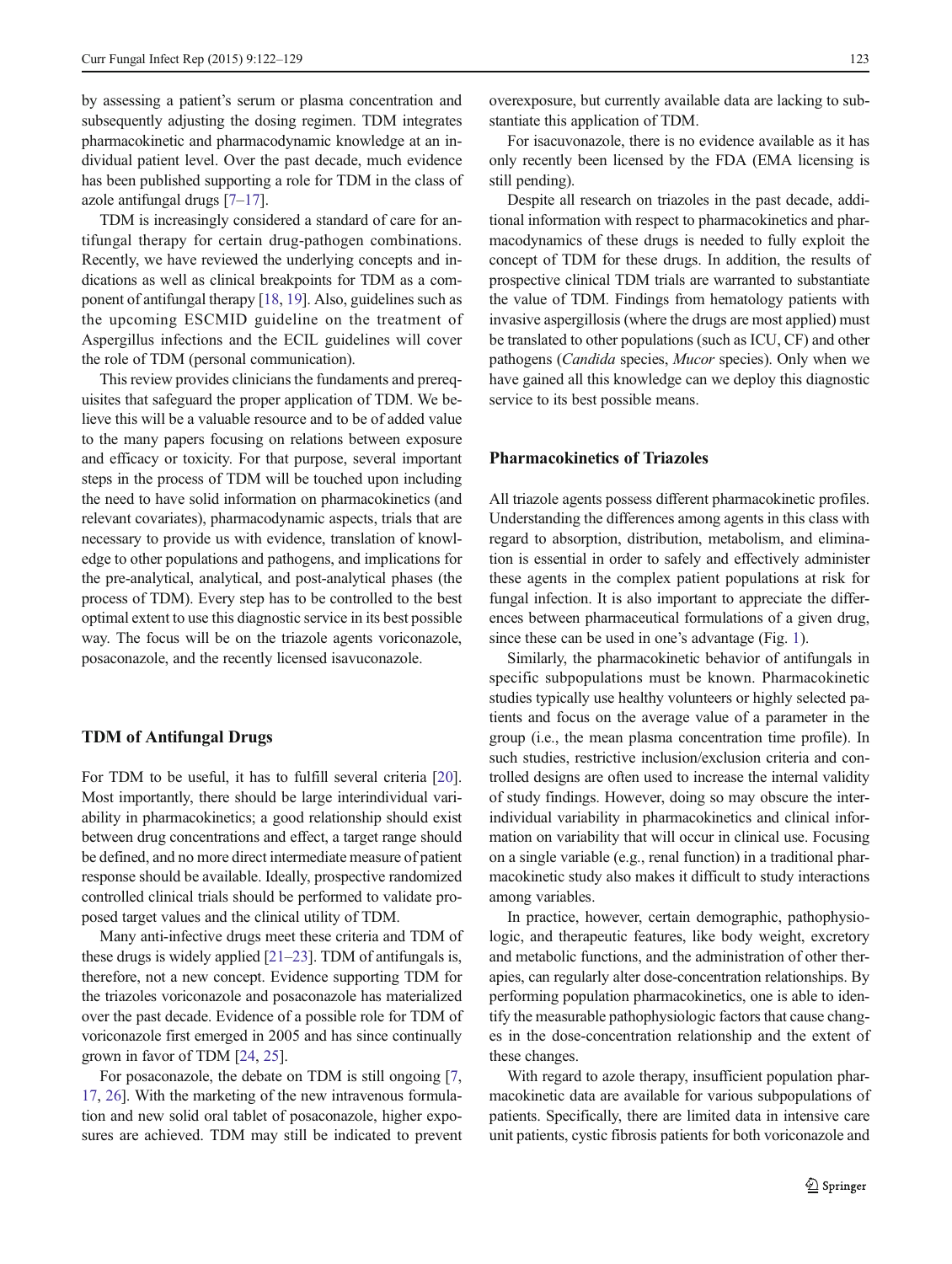by assessing a patient's serum or plasma concentration and subsequently adjusting the dosing regimen. TDM integrates pharmacokinetic and pharmacodynamic knowledge at an individual patient level. Over the past decade, much evidence has been published supporting a role for TDM in the class of azole antifungal drugs [7–17].

TDM is increasingly considered a standard of care for antifungal therapy for certain drug-pathogen combinations. Recently, we have reviewed the underlying concepts and indications as well as clinical breakpoints for TDM as a component of antifungal therapy [18, 19]. Also, guidelines such as the upcoming ESCMID guideline on the treatment of Aspergillus infections and the ECIL guidelines will cover the role of TDM (personal communication).

This review provides clinicians the fundaments and prerequisites that safeguard the proper application of TDM. We believe this will be a valuable resource and to be of added value to the many papers focusing on relations between exposure and efficacy or toxicity. For that purpose, several important steps in the process of TDM will be touched upon including the need to have solid information on pharmacokinetics (and relevant covariates), pharmacodynamic aspects, trials that are necessary to provide us with evidence, translation of knowledge to other populations and pathogens, and implications for the pre-analytical, analytical, and post-analytical phases (the process of TDM). Every step has to be controlled to the best optimal extent to use this diagnostic service in its best possible way. The focus will be on the triazole agents voriconazole, posaconazole, and the recently licensed isavuconazole.

## TDM of Antifungal Drugs

For TDM to be useful, it has to fulfill several criteria [20]. Most importantly, there should be large interindividual variability in pharmacokinetics; a good relationship should exist between drug concentrations and effect, a target range should be defined, and no more direct intermediate measure of patient response should be available. Ideally, prospective randomized controlled clinical trials should be performed to validate proposed target values and the clinical utility of TDM.

Many anti-infective drugs meet these criteria and TDM of these drugs is widely applied [21–23]. TDM of antifungals is, therefore, not a new concept. Evidence supporting TDM for the triazoles voriconazole and posaconazole has materialized over the past decade. Evidence of a possible role for TDM of voriconazole first emerged in 2005 and has since continually grown in favor of TDM [24, 25].

For posaconazole, the debate on TDM is still ongoing [7, 17, 26]. With the marketing of the new intravenous formulation and new solid oral tablet of posaconazole, higher exposures are achieved. TDM may still be indicated to prevent overexposure, but currently available data are lacking to substantiate this application of TDM.

For isacuvonazole, there is no evidence available as it has only recently been licensed by the FDA (EMA licensing is still pending).

Despite all research on triazoles in the past decade, additional information with respect to pharmacokinetics and pharmacodynamics of these drugs is needed to fully exploit the concept of TDM for these drugs. In addition, the results of prospective clinical TDM trials are warranted to substantiate the value of TDM. Findings from hematology patients with invasive aspergillosis (where the drugs are most applied) must be translated to other populations (such as ICU, CF) and other pathogens (*Candida* species, *Mucor* species). Only when we have gained all this knowledge can we deploy this diagnostic service to its best possible means.

## Pharmacokinetics of Triazoles

All triazole agents possess different pharmacokinetic profiles. Understanding the differences among agents in this class with regard to absorption, distribution, metabolism, and elimination is essential in order to safely and effectively administer these agents in the complex patient populations at risk for fungal infection. It is also important to appreciate the differences between pharmaceutical formulations of a given drug, since these can be used in one's advantage (Fig. 1).

Similarly, the pharmacokinetic behavior of antifungals in specific subpopulations must be known. Pharmacokinetic studies typically use healthy volunteers or highly selected patients and focus on the average value of a parameter in the group (i.e., the mean plasma concentration time profile). In such studies, restrictive inclusion/exclusion criteria and controlled designs are often used to increase the internal validity of study findings. However, doing so may obscure the interindividual variability in pharmacokinetics and clinical information on variability that will occur in clinical use. Focusing on a single variable (e.g., renal function) in a traditional pharmacokinetic study also makes it difficult to study interactions among variables.

In practice, however, certain demographic, pathophysiologic, and therapeutic features, like body weight, excretory and metabolic functions, and the administration of other therapies, can regularly alter dose-concentration relationships. By performing population pharmacokinetics, one is able to identify the measurable pathophysiologic factors that cause changes in the dose-concentration relationship and the extent of these changes.

With regard to azole therapy, insufficient population pharmacokinetic data are available for various subpopulations of patients. Specifically, there are limited data in intensive care unit patients, cystic fibrosis patients for both voriconazole and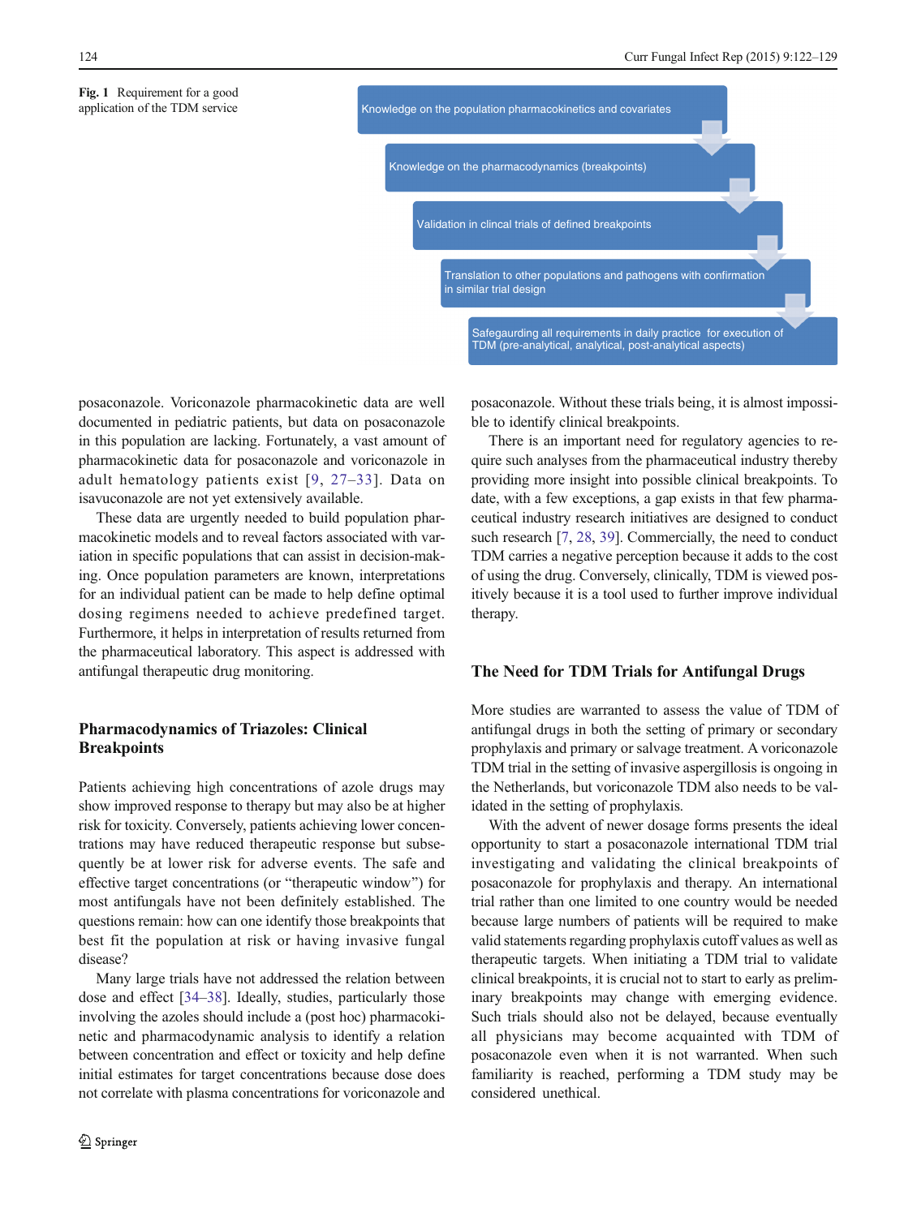**Fig. 1** Requirement for a good application of the TDM service

Knowledge on the population pharmacokinetics and covariates

Knowledge on the pharmacodynamics (breakpoints)

Validation in clincal trials of defined breakpoints

Translation to other populations and pathogens with confirmation in similar trial design

Safegaurding all requirements in daily practice for execution of TDM (pre-analytical, analytical, post-analytical aspects)

posaconazole. Voriconazole pharmacokinetic data are well documented in pediatric patients, but data on posaconazole in this population are lacking. Fortunately, a vast amount of pharmacokinetic data for posaconazole and voriconazole in adult hematology patients exist [9, 27–33]. Data on isavuconazole are not yet extensively available.

These data are urgently needed to build population pharmacokinetic models and to reveal factors associated with variation in specific populations that can assist in decision-making. Once population parameters are known, interpretations for an individual patient can be made to help define optimal dosing regimens needed to achieve predefined target. Furthermore, it helps in interpretation of results returned from the pharmaceutical laboratory. This aspect is addressed with antifungal therapeutic drug monitoring.

## Pharmacodynamics of Triazoles: Clinical Breakpoints

Patients achieving high concentrations of azole drugs may show improved response to therapy but may also be at higher risk for toxicity. Conversely, patients achieving lower concentrations may have reduced therapeutic response but subsequently be at lower risk for adverse events. The safe and effective target concentrations (or "therapeutic window") for most antifungals have not been definitely established. The questions remain: how can one identify those breakpoints that best fit the population at risk or having invasive fungal disease?

Many large trials have not addressed the relation between dose and effect [34–38]. Ideally, studies, particularly those involving the azoles should include a (post hoc) pharmacokinetic and pharmacodynamic analysis to identify a relation between concentration and effect or toxicity and help define initial estimates for target concentrations because dose does not correlate with plasma concentrations for voriconazole and posaconazole. Without these trials being, it is almost impossible to identify clinical breakpoints.

There is an important need for regulatory agencies to require such analyses from the pharmaceutical industry thereby providing more insight into possible clinical breakpoints. To date, with a few exceptions, a gap exists in that few pharmaceutical industry research initiatives are designed to conduct such research [7, 28, 39]. Commercially, the need to conduct TDM carries a negative perception because it adds to the cost of using the drug. Conversely, clinically, TDM is viewed positively because it is a tool used to further improve individual therapy.

## The Need for TDM Trials for Antifungal Drugs

More studies are warranted to assess the value of TDM of antifungal drugs in both the setting of primary or secondary prophylaxis and primary or salvage treatment. A voriconazole TDM trial in the setting of invasive aspergillosis is ongoing in the Netherlands, but voriconazole TDM also needs to be validated in the setting of prophylaxis.

With the advent of newer dosage forms presents the ideal opportunity to start a posaconazole international TDM trial investigating and validating the clinical breakpoints of posaconazole for prophylaxis and therapy. An international trial rather than one limited to one country would be needed because large numbers of patients will be required to make valid statements regarding prophylaxis cutoff values as well as therapeutic targets. When initiating a TDM trial to validate clinical breakpoints, it is crucial not to start to early as preliminary breakpoints may change with emerging evidence. Such trials should also not be delayed, because eventually all physicians may become acquainted with TDM of posaconazole even when it is not warranted. When such familiarity is reached, performing a TDM study may be considered unethical.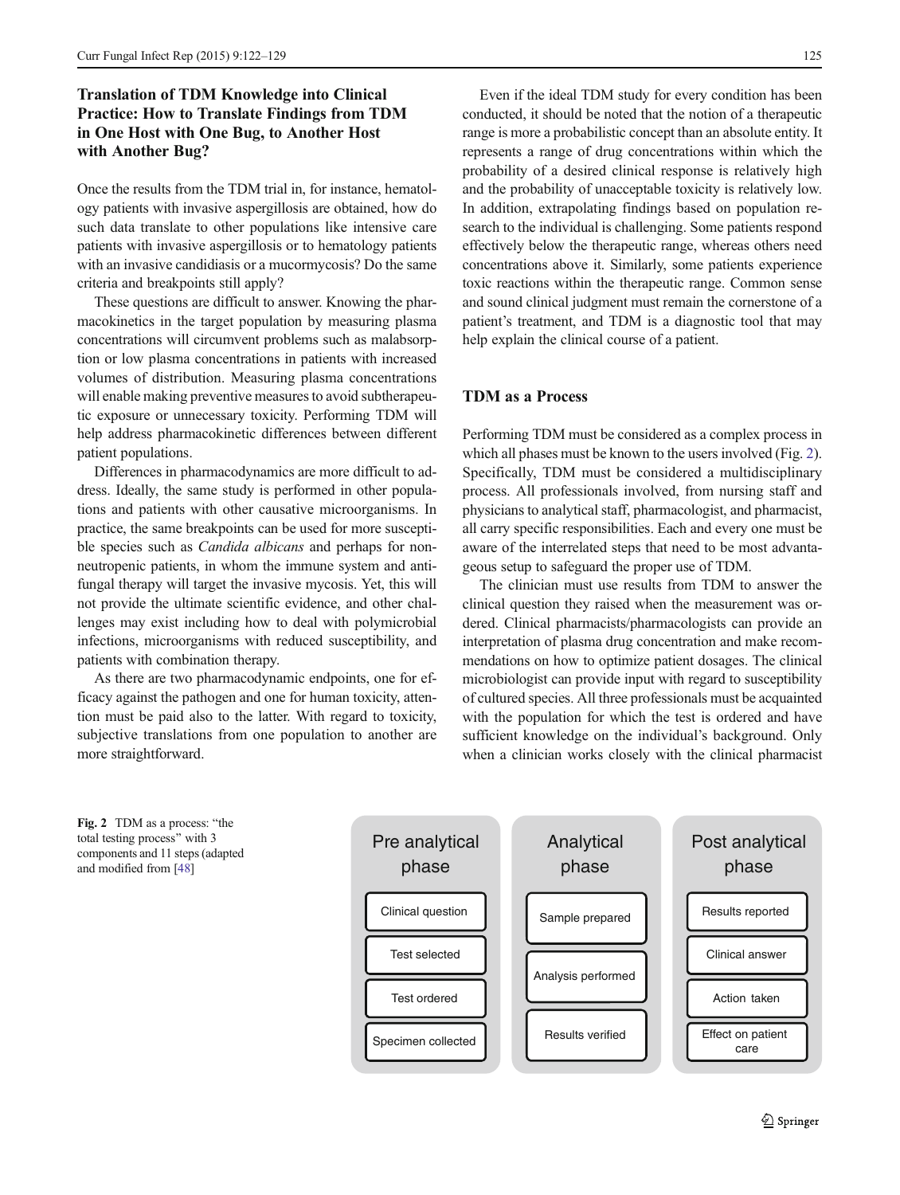## Translation of TDM Knowledge into Clinical Practice: How to Translate Findings from TDM in One Host with One Bug, to Another Host with Another Bug?

Once the results from the TDM trial in, for instance, hematology patients with invasive aspergillosis are obtained, how do such data translate to other populations like intensive care patients with invasive aspergillosis or to hematology patients with an invasive candidiasis or a mucormycosis? Do the same criteria and breakpoints still apply?

These questions are difficult to answer. Knowing the pharmacokinetics in the target population by measuring plasma concentrations will circumvent problems such as malabsorption or low plasma concentrations in patients with increased volumes of distribution. Measuring plasma concentrations will enable making preventive measures to avoid subtherapeutic exposure or unnecessary toxicity. Performing TDM will help address pharmacokinetic differences between different patient populations.

Differences in pharmacodynamics are more difficult to address. Ideally, the same study is performed in other populations and patients with other causative microorganisms. In practice, the same breakpoints can be used for more susceptible species such as *Candida albicans* and perhaps for non-neutropenic patients, in whom the immune system and antifungal therapy will target the invasive mycosis. Yet, this will not provide the ultimate scientific evidence, and other challenges may exist including how to deal with polymicrobial infections, microorganisms with reduced susceptibility, and patients with combination therapy.

As there are two pharmacodynamic endpoints, one for efficacy against the pathogen and one for human toxicity, attention must be paid also to the latter. With regard to toxicity, subjective translations from one population to another are more straightforward.

Even if the ideal TDM study for every condition has been conducted, it should be noted that the notion of a therapeutic range is more a probabilistic concept than an absolute entity. It represents a range of drug concentrations within which the probability of a desired clinical response is relatively high and the probability of unacceptable toxicity is relatively low. In addition, extrapolating findings based on population research to the individual is challenging. Some patients respond effectively below the therapeutic range, whereas others need concentrations above it. Similarly, some patients experience toxic reactions within the therapeutic range. Common sense and sound clinical judgment must remain the cornerstone of a patient's treatment, and TDM is a diagnostic tool that may help explain the clinical course of a patient.

## TDM as a Process

Performing TDM must be considered as a complex process in which all phases must be known to the users involved (Fig. 2). Specifically, TDM must be considered a multidisciplinary process. All professionals involved, from nursing staff and physicians to analytical staff, pharmacologist, and pharmacist, all carry specific responsibilities. Each and every one must be aware of the interrelated steps that need to be most advantageous setup to safeguard the proper use of TDM.

The clinician must use results from TDM to answer the clinical question they raised when the measurement was ordered. Clinical pharmacists/pharmacologists can provide an interpretation of plasma drug concentration and make recommendations on how to optimize patient dosages. The clinical microbiologist can provide input with regard to susceptibility of cultured species. All three professionals must be acquainted with the population for which the test is ordered and have sufficient knowledge on the individual's background. Only when a clinician works closely with the clinical pharmacist

| Pre analytical phase | Analytical phase | Post analytical phase |
| --- | --- | --- |
| Clinical question | Sample prepared | Results reported |
| Test selected | Analysis performed | Clinical answer |
| Test ordered | Results verified | Action taken |
| Specimen collected | | Effect on patient care |

Fig. 2 TDM as a process: "the total testing process" with 3 components and 11 steps (adapted and modified from [48]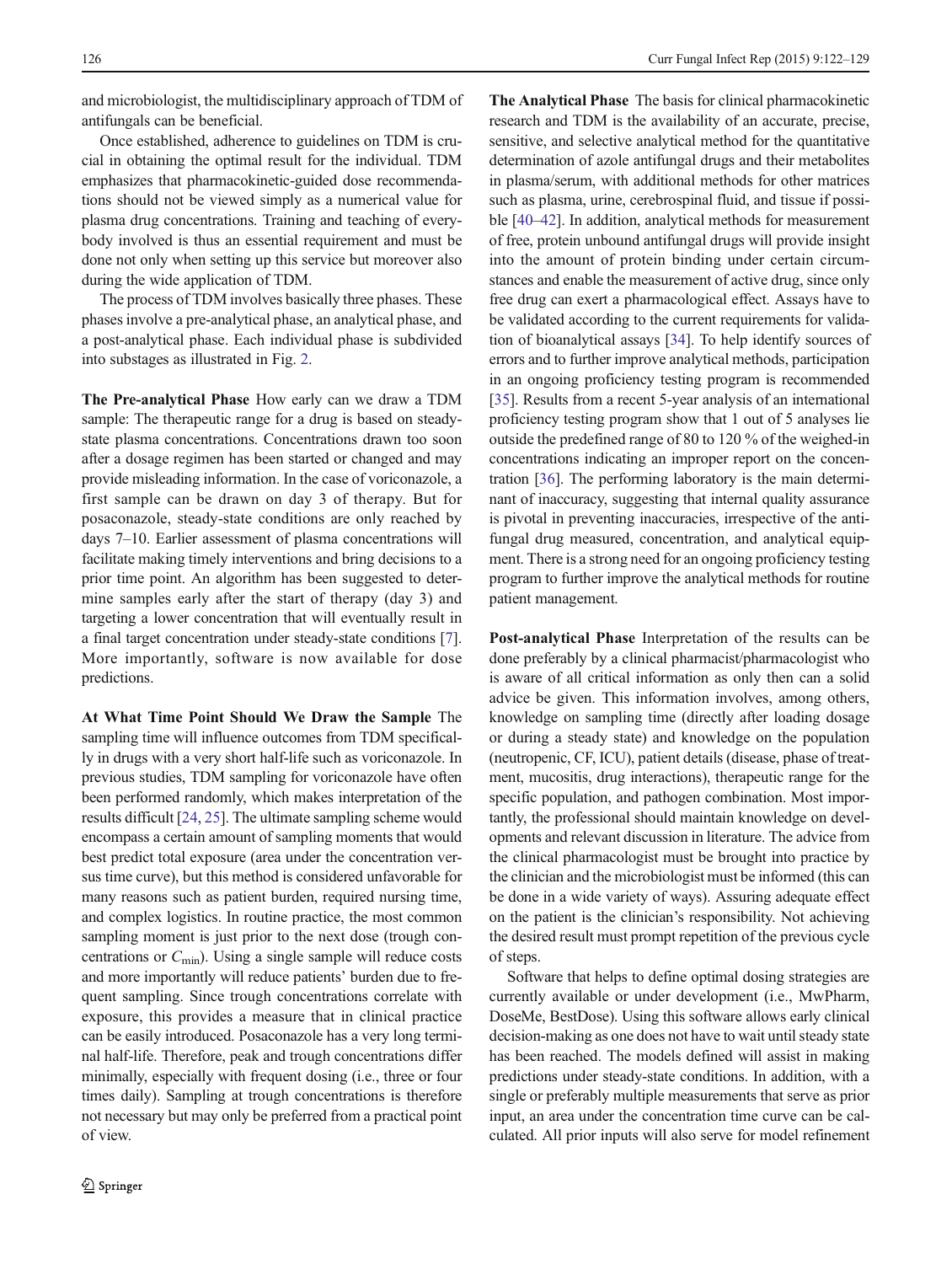and microbiologist, the multidisciplinary approach of TDM of antifungals can be beneficial.

Once established, adherence to guidelines on TDM is crucial in obtaining the optimal result for the individual. TDM emphasizes that pharmacokinetic-guided dose recommendations should not be viewed simply as a numerical value for plasma drug concentrations. Training and teaching of everybody involved is thus an essential requirement and must be done not only when setting up this service but moreover also during the wide application of TDM.

The process of TDM involves basically three phases. These phases involve a pre-analytical phase, an analytical phase, and a post-analytical phase. Each individual phase is subdivided into substages as illustrated in Fig. 2.

**The Pre-analytical Phase** How early can we draw a TDM sample: The therapeutic range for a drug is based on steady-state plasma concentrations. Concentrations drawn too soon after a dosage regimen has been started or changed and may provide misleading information. In the case of voriconazole, a first sample can be drawn on day 3 of therapy. But for posaconazole, steady-state conditions are only reached by days 7–10. Earlier assessment of plasma concentrations will facilitate making timely interventions and bring decisions to a prior time point. An algorithm has been suggested to determine samples early after the start of therapy (day 3) and targeting a lower concentration that will eventually result in a final target concentration under steady-state conditions [7]. More importantly, software is now available for dose predictions.

**At What Time Point Should We Draw the Sample** The sampling time will influence outcomes from TDM specifically in drugs with a very short half-life such as voriconazole. In previous studies, TDM sampling for voriconazole have often been performed randomly, which makes interpretation of the results difficult [24, 25]. The ultimate sampling scheme would encompass a certain amount of sampling moments that would best predict total exposure (area under the concentration versus time curve), but this method is considered unfavorable for many reasons such as patient burden, required nursing time, and complex logistics. In routine practice, the most common sampling moment is just prior to the next dose (trough concentrations or $C_{\min}$). Using a single sample will reduce costs and more importantly will reduce patients' burden due to frequent sampling. Since trough concentrations correlate with exposure, this provides a measure that in clinical practice can be easily introduced. Posaconazole has a very long terminal half-life. Therefore, peak and trough concentrations differ minimally, especially with frequent dosing (i.e., three or four times daily). Sampling at trough concentrations is therefore not necessary but may only be preferred from a practical point of view.

**The Analytical Phase** The basis for clinical pharmacokinetic research and TDM is the availability of an accurate, precise, sensitive, and selective analytical method for the quantitative determination of azole antifungal drugs and their metabolites in plasma/serum, with additional methods for other matrices such as plasma, urine, cerebrospinal fluid, and tissue if possible [40–42]. In addition, analytical methods for measurement of free, protein unbound antifungal drugs will provide insight into the amount of protein binding under certain circumstances and enable the measurement of active drug, since only free drug can exert a pharmacological effect. Assays have to be validated according to the current requirements for validation of bioanalytical assays [34]. To help identify sources of errors and to further improve analytical methods, participation in an ongoing proficiency testing program is recommended [35]. Results from a recent 5-year analysis of an international proficiency testing program show that 1 out of 5 analyses lie outside the predefined range of 80 to 120 % of the weighed-in concentrations indicating an improper report on the concentration [36]. The performing laboratory is the main determinant of inaccuracy, suggesting that internal quality assurance is pivotal in preventing inaccuracies, irrespective of the antifungal drug measured, concentration, and analytical equipment. There is a strong need for an ongoing proficiency testing program to further improve the analytical methods for routine patient management.

**Post-analytical Phase** Interpretation of the results can be done preferably by a clinical pharmacist/pharmacologist who is aware of all critical information as only then can a solid advice be given. This information involves, among others, knowledge on sampling time (directly after loading dosage or during a steady state) and knowledge on the population (neutropenic, CF, ICU), patient details (disease, phase of treatment, mucositis, drug interactions), therapeutic range for the specific population, and pathogen combination. Most importantly, the professional should maintain knowledge on developments and relevant discussion in literature. The advice from the clinical pharmacologist must be brought into practice by the clinician and the microbiologist must be informed (this can be done in a wide variety of ways). Assuring adequate effect on the patient is the clinician's responsibility. Not achieving the desired result must prompt repetition of the previous cycle of steps.

Software that helps to define optimal dosing strategies are currently available or under development (i.e., MwPharm, DoseMe, BestDose). Using this software allows early clinical decision-making as one does not have to wait until steady state has been reached. The models defined will assist in making predictions under steady-state conditions. In addition, with a single or preferably multiple measurements that serve as prior input, an area under the concentration time curve can be calculated. All prior inputs will also serve for model refinement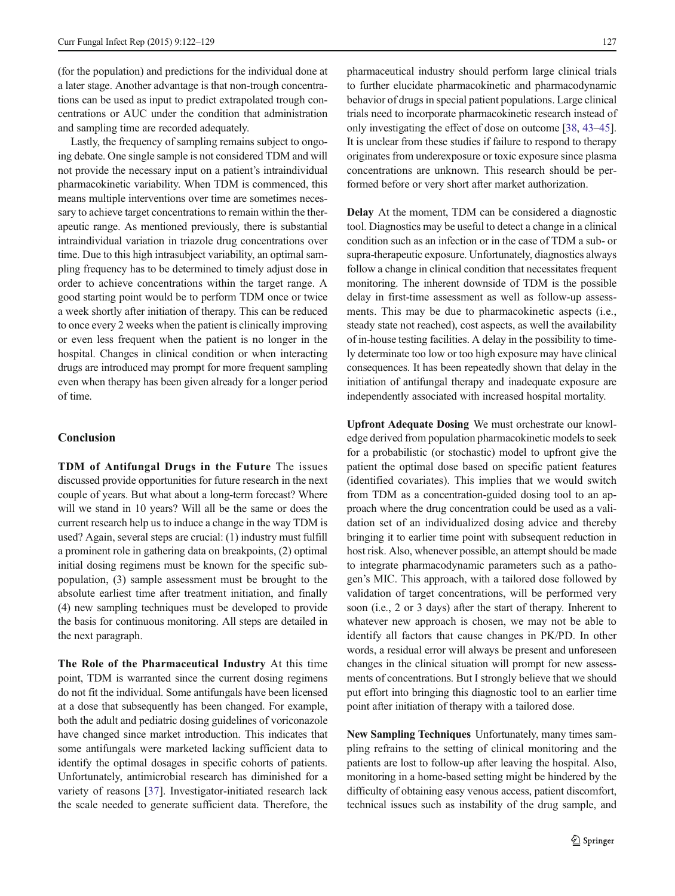(for the population) and predictions for the individual done at a later stage. Another advantage is that non-trough concentrations can be used as input to predict extrapolated trough concentrations or AUC under the condition that administration and sampling time are recorded adequately.

Lastly, the frequency of sampling remains subject to ongoing debate. One single sample is not considered TDM and will not provide the necessary input on a patient's intraindividual pharmacokinetic variability. When TDM is commenced, this means multiple interventions over time are sometimes necessary to achieve target concentrations to remain within the therapeutic range. As mentioned previously, there is substantial intraindividual variation in triazole drug concentrations over time. Due to this high intrasubject variability, an optimal sampling frequency has to be determined to timely adjust dose in order to achieve concentrations within the target range. A good starting point would be to perform TDM once or twice a week shortly after initiation of therapy. This can be reduced to once every 2 weeks when the patient is clinically improving or even less frequent when the patient is no longer in the hospital. Changes in clinical condition or when interacting drugs are introduced may prompt for more frequent sampling even when therapy has been given already for a longer period of time.

## Conclusion

**TDM of Antifungal Drugs in the Future** The issues discussed provide opportunities for future research in the next couple of years. But what about a long-term forecast? Where will we stand in 10 years? Will all be the same or does the current research help us to induce a change in the way TDM is used? Again, several steps are crucial: (1) industry must fulfill a prominent role in gathering data on breakpoints, (2) optimal initial dosing regimens must be known for the specific subpopulation, (3) sample assessment must be brought to the absolute earliest time after treatment initiation, and finally (4) new sampling techniques must be developed to provide the basis for continuous monitoring. All steps are detailed in the next paragraph.

**The Role of the Pharmaceutical Industry** At this time point, TDM is warranted since the current dosing regimens do not fit the individual. Some antifungals have been licensed at a dose that subsequently has been changed. For example, both the adult and pediatric dosing guidelines of voriconazole have changed since market introduction. This indicates that some antifungals were marketed lacking sufficient data to identify the optimal dosages in specific cohorts of patients. Unfortunately, antimicrobial research has diminished for a variety of reasons [37]. Investigator-initiated research lack the scale needed to generate sufficient data. Therefore, the pharmaceutical industry should perform large clinical trials to further elucidate pharmacokinetic and pharmacodynamic behavior of drugs in special patient populations. Large clinical trials need to incorporate pharmacokinetic research instead of only investigating the effect of dose on outcome [38, 43–45]. It is unclear from these studies if failure to respond to therapy originates from underexposure or toxic exposure since plasma concentrations are unknown. This research should be performed before or very short after market authorization.

**Delay** At the moment, TDM can be considered a diagnostic tool. Diagnostics may be useful to detect a change in a clinical condition such as an infection or in the case of TDM a sub- or supra-therapeutic exposure. Unfortunately, diagnostics always follow a change in clinical condition that necessitates frequent monitoring. The inherent downside of TDM is the possible delay in first-time assessment as well as follow-up assessments. This may be due to pharmacokinetic aspects (i.e., steady state not reached), cost aspects, as well the availability of in-house testing facilities. A delay in the possibility to timely determinate too low or too high exposure may have clinical consequences. It has been repeatedly shown that delay in the initiation of antifungal therapy and inadequate exposure are independently associated with increased hospital mortality.

**Upfront Adequate Dosing** We must orchestrate our knowledge derived from population pharmacokinetic models to seek for a probabilistic (or stochastic) model to upfront give the patient the optimal dose based on specific patient features (identified covariates). This implies that we would switch from TDM as a concentration-guided dosing tool to an approach where the drug concentration could be used as a validation set of an individualized dosing advice and thereby bringing it to earlier time point with subsequent reduction in host risk. Also, whenever possible, an attempt should be made to integrate pharmacodynamic parameters such as a pathogen's MIC. This approach, with a tailored dose followed by validation of target concentrations, will be performed very soon (i.e., 2 or 3 days) after the start of therapy. Inherent to whatever new approach is chosen, we may not be able to identify all factors that cause changes in PK/PD. In other words, a residual error will always be present and unforeseen changes in the clinical situation will prompt for new assessments of concentrations. But I strongly believe that we should put effort into bringing this diagnostic tool to an earlier time point after initiation of therapy with a tailored dose.

**New Sampling Techniques** Unfortunately, many times sampling refrains to the setting of clinical monitoring and the patients are lost to follow-up after leaving the hospital. Also, monitoring in a home-based setting might be hindered by the difficulty of obtaining easy venous access, patient discomfort, technical issues such as instability of the drug sample, and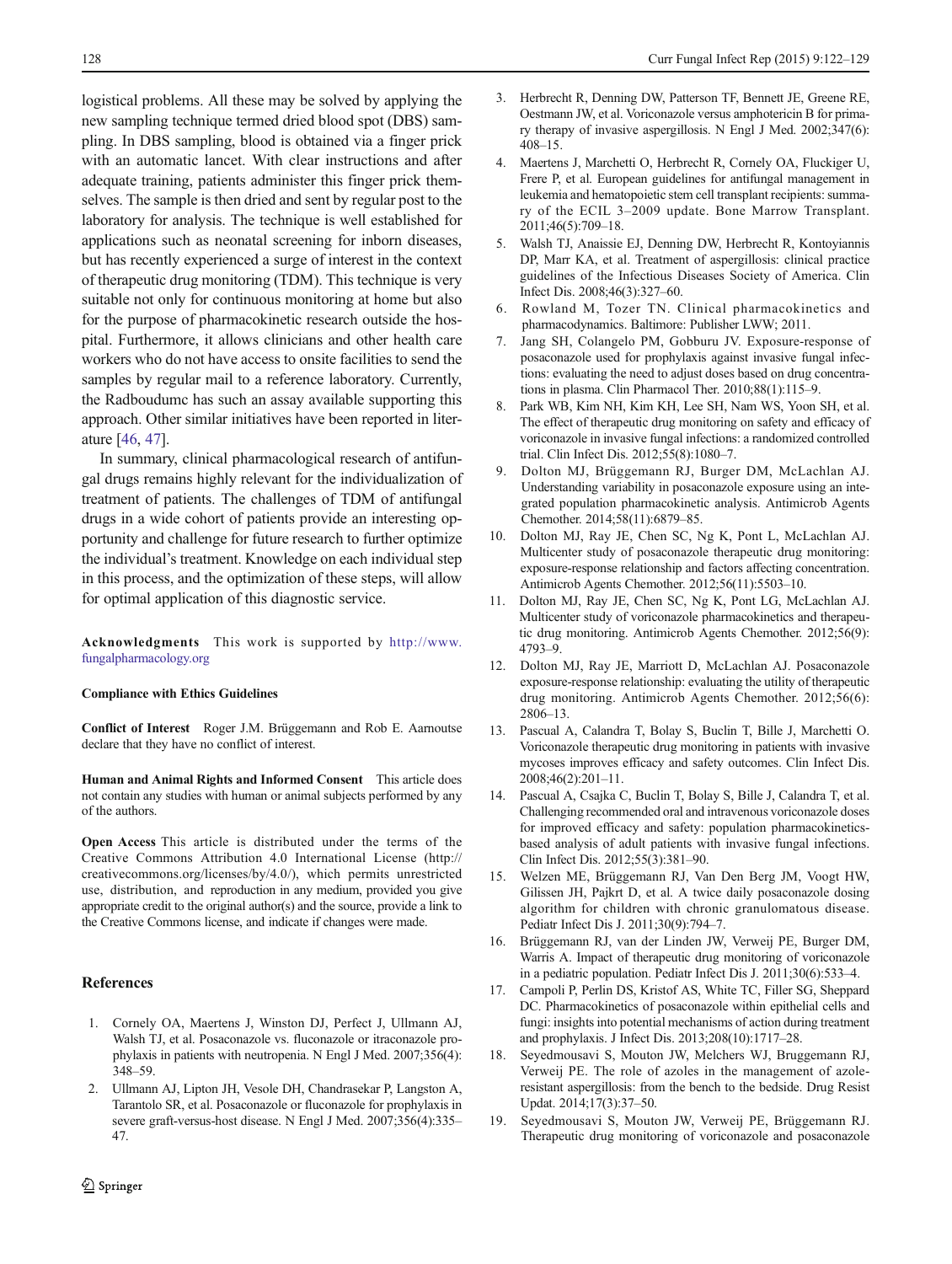logistical problems. All these may be solved by applying the new sampling technique termed dried blood spot (DBS) sampling. In DBS sampling, blood is obtained via a finger prick with an automatic lancet. With clear instructions and after adequate training, patients administer this finger prick themselves. The sample is then dried and sent by regular post to the laboratory for analysis. The technique is well established for applications such as neonatal screening for inborn diseases, but has recently experienced a surge of interest in the context of therapeutic drug monitoring (TDM). This technique is very suitable not only for continuous monitoring at home but also for the purpose of pharmacokinetic research outside the hospital. Furthermore, it allows clinicians and other health care workers who do not have access to onsite facilities to send the samples by regular mail to a reference laboratory. Currently, the Radboudumc has such an assay available supporting this approach. Other similar initiatives have been reported in literature [46, 47].

In summary, clinical pharmacological research of antifungal drugs remains highly relevant for the individualization of treatment of patients. The challenges of TDM of antifungal drugs in a wide cohort of patients provide an interesting opportunity and challenge for future research to further optimize the individual's treatment. Knowledge on each individual step in this process, and the optimization of these steps, will allow for optimal application of this diagnostic service.

**Acknowledgments** This work is supported by http://www.fungalpharmacology.org

**Compliance with Ethics Guidelines**

**Conflict of Interest** Roger J.M. Brüggemann and Rob E. Aarnoutse declare that they have no conflict of interest.

**Human and Animal Rights and Informed Consent** This article does not contain any studies with human or animal subjects performed by any of the authors.

**Open Access** This article is distributed under the terms of the Creative Commons Attribution 4.0 International License (http://creativecommons.org/licenses/by/4.0/), which permits unrestricted use, distribution, and reproduction in any medium, provided you give appropriate credit to the original author(s) and the source, provide a link to the Creative Commons license, and indicate if changes were made.

## References

1. Cornely OA, Maertens J, Winston DJ, Perfect J, Ullmann AJ, Walsh TJ, et al. Posaconazole vs. fluconazole or itraconazole prophylaxis in patients with neutropenia. N Engl J Med. 2007;356(4):348–59.
2. Ullmann AJ, Lipton JH, Vesole DH, Chandrasekar P, Langston A, Tarantolo SR, et al. Posaconazole or fluconazole for prophylaxis in severe graft-versus-host disease. N Engl J Med. 2007;356(4):335–47.
3. Herbrecht R, Denning DW, Patterson TF, Bennett JE, Greene RE, Oestmann JW, et al. Voriconazole versus amphotericin B for primary therapy of invasive aspergillosis. N Engl J Med. 2002;347(6):408–15.
4. Maertens J, Marchetti O, Herbrecht R, Cornely OA, Fluckiger U, Frere P, et al. European guidelines for antifungal management in leukemia and hematopoietic stem cell transplant recipients: summary of the ECIL 3–2009 update. Bone Marrow Transplant. 2011;46(5):709–18.
5. Walsh TJ, Anaissie EJ, Denning DW, Herbrecht R, Kontoyiannis DP, Marr KA, et al. Treatment of aspergillosis: clinical practice guidelines of the Infectious Diseases Society of America. Clin Infect Dis. 2008;46(3):327–60.
6. Rowland M, Tozer TN. Clinical pharmacokinetics and pharmacodynamics. Baltimore: Publisher LWW; 2011.
7. Jang SH, Colangelo PM, Gobburu JV. Exposure-response of posaconazole used for prophylaxis against invasive fungal infections: evaluating the need to adjust doses based on drug concentrations in plasma. Clin Pharmacol Ther. 2010;88(1):115–9.
8. Park WB, Kim NH, Kim KH, Lee SH, Nam WS, Yoon SH, et al. The effect of therapeutic drug monitoring on safety and efficacy of voriconazole in invasive fungal infections: a randomized controlled trial. Clin Infect Dis. 2012;55(8):1080–7.
9. Dolton MJ, Brüggemann RJ, Burger DM, McLachlan AJ. Understanding variability in posaconazole exposure using an integrated population pharmacokinetic analysis. Antimicrob Agents Chemother. 2014;58(11):6879–85.
10. Dolton MJ, Ray JE, Chen SC, Ng K, Pont L, McLachlan AJ. Multicenter study of posaconazole therapeutic drug monitoring: exposure-response relationship and factors affecting concentration. Antimicrob Agents Chemother. 2012;56(11):5503–10.
11. Dolton MJ, Ray JE, Chen SC, Ng K, Pont LG, McLachlan AJ. Multicenter study of voriconazole pharmacokinetics and therapeutic drug monitoring. Antimicrob Agents Chemother. 2012;56(9):4793–9.
12. Dolton MJ, Ray JE, Marriott D, McLachlan AJ. Posaconazole exposure-response relationship: evaluating the utility of therapeutic drug monitoring. Antimicrob Agents Chemother. 2012;56(6):2806–13.
13. Pascual A, Calandra T, Bolay S, Buclin T, Bille J, Marchetti O. Voriconazole therapeutic drug monitoring in patients with invasive mycoses improves efficacy and safety outcomes. Clin Infect Dis. 2008;46(2):201–11.
14. Pascual A, Csajka C, Buclin T, Bolay S, Bille J, Calandra T, et al. Challenging recommended oral and intravenous voriconazole doses for improved efficacy and safety: population pharmacokinetics-based analysis of adult patients with invasive fungal infections. Clin Infect Dis. 2012;55(3):381–90.
15. Welzen ME, Brüggemann RJ, Van Den Berg JM, Voogt HW, Gilissen JH, Pajkrt D, et al. A twice daily posaconazole dosing algorithm for children with chronic granulomatous disease. Pediatr Infect Dis J. 2011;30(9):794–7.
16. Brüggemann RJ, van der Linden JW, Verweij PE, Burger DM, Warris A. Impact of therapeutic drug monitoring of voriconazole in a pediatric population. Pediatr Infect Dis J. 2011;30(6):533–4.
17. Campoli P, Perlin DS, Kristof AS, White TC, Filler SG, Sheppard DC. Pharmacokinetics of posaconazole within epithelial cells and fungi: insights into potential mechanisms of action during treatment and prophylaxis. J Infect Dis. 2013;208(10):1717–28.
18. Seyedmousavi S, Mouton JW, Melchers WJ, Bruggemann RJ, Verweij PE. The role of azoles in the management of azole-resistant aspergillosis: from the bench to the bedside. Drug Resist Updat. 2014;17(3):37–50.
19. Seyedmousavi S, Mouton JW, Verweij PE, Brüggemann RJ. Therapeutic drug monitoring of voriconazole and posaconazole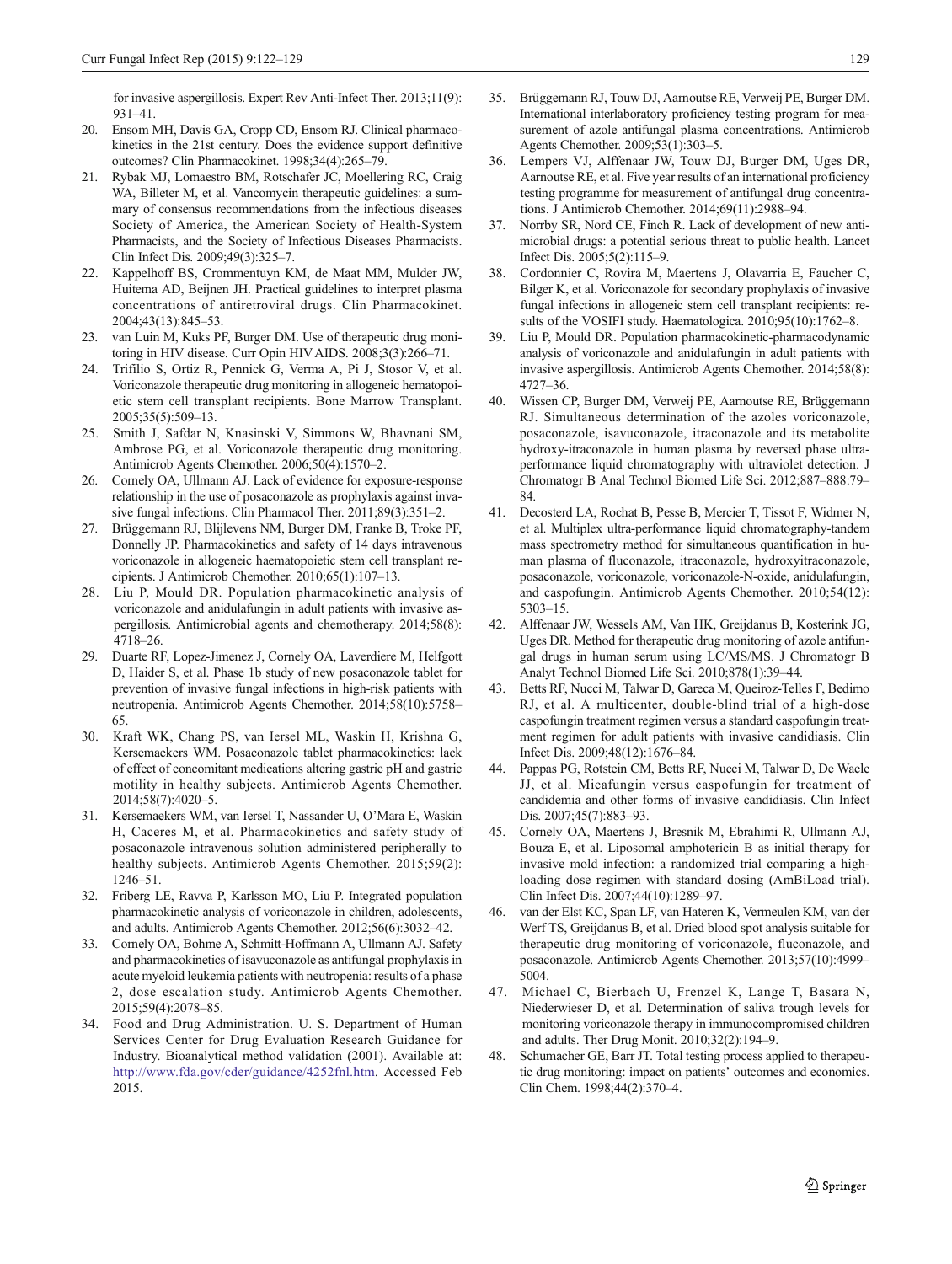for invasive aspergillosis. Expert Rev Anti-Infect Ther. 2013;11(9): 931–41.

20. Ensom MH, Davis GA, Cropp CD, Ensom RJ. Clinical pharmacokinetics in the 21st century. Does the evidence support definitive outcomes? Clin Pharmacokinet. 1998;34(4):265–79.
21. Rybak MJ, Lomaestro BM, Rotschafer JC, Moellering RC, Craig WA, Billeter M, et al. Vancomycin therapeutic guidelines: a summary of consensus recommendations from the infectious diseases Society of America, the American Society of Health-System Pharmacists, and the Society of Infectious Diseases Pharmacists. Clin Infect Dis. 2009;49(3):325–7.
22. Kappelhoff BS, Crommentuyn KM, de Maat MM, Mulder JW, Huitema AD, Beijnen JH. Practical guidelines to interpret plasma concentrations of antiretroviral drugs. Clin Pharmacokinet. 2004;43(13):845–53.
23. van Luin M, Kuks PF, Burger DM. Use of therapeutic drug monitoring in HIV disease. Curr Opin HIV AIDS. 2008;3(3):266–71.
24. Trifilio S, Ortiz R, Pennick G, Verma A, Pi J, Stosor V, et al. Voriconazole therapeutic drug monitoring in allogeneic hematopoietic stem cell transplant recipients. Bone Marrow Transplant. 2005;35(5):509–13.
25. Smith J, Safdar N, Knasinski V, Simmons W, Bhavnani SM, Ambrose PG, et al. Voriconazole therapeutic drug monitoring. Antimicrob Agents Chemother. 2006;50(4):1570–2.
26. Cornely OA, Ullmann AJ. Lack of evidence for exposure-response relationship in the use of posaconazole as prophylaxis against invasive fungal infections. Clin Pharmacol Ther. 2011;89(3):351–2.
27. Brüggemann RJ, Blijlevens NM, Burger DM, Franke B, Troke PF, Donnelly JP. Pharmacokinetics and safety of 14 days intravenous voriconazole in allogeneic haematopoietic stem cell transplant recipients. J Antimicrob Chemother. 2010;65(1):107–13.
28. Liu P, Mould DR. Population pharmacokinetic analysis of voriconazole and anidulafungin in adult patients with invasive aspergillosis. Antimicrobial agents and chemotherapy. 2014;58(8): 4718–26.
29. Duarte RF, Lopez-Jimenez J, Cornely OA, Laverdiere M, Helfgott D, Haider S, et al. Phase 1b study of new posaconazole tablet for prevention of invasive fungal infections in high-risk patients with neutropenia. Antimicrob Agents Chemother. 2014;58(10):5758–65.
30. Kraft WK, Chang PS, van Iersel ML, Waskin H, Krishna G, Kersemaekers WM. Posaconazole tablet pharmacokinetics: lack of effect of concomitant medications altering gastric pH and gastric motility in healthy subjects. Antimicrob Agents Chemother. 2014;58(7):4020–5.
31. Kersemaekers WM, van Iersel T, Nassander U, O'Mara E, Waskin H, Caceres M, et al. Pharmacokinetics and safety study of posaconazole intravenous solution administered peripherally to healthy subjects. Antimicrob Agents Chemother. 2015;59(2): 1246–51.
32. Friberg LE, Ravva P, Karlsson MO, Liu P. Integrated population pharmacokinetic analysis of voriconazole in children, adolescents, and adults. Antimicrob Agents Chemother. 2012;56(6):3032–42.
33. Cornely OA, Bohme A, Schmitt-Hoffmann A, Ullmann AJ. Safety and pharmacokinetics of isavuconazole as antifungal prophylaxis in acute myeloid leukemia patients with neutropenia: results of a phase 2, dose escalation study. Antimicrob Agents Chemother. 2015;59(4):2078–85.
34. Food and Drug Administration. U. S. Department of Human Services Center for Drug Evaluation Research Guidance for Industry. Bioanalytical method validation (2001). Available at: http://www.fda.gov/cder/guidance/4252fnl.htm. Accessed Feb 2015.
35. Brüggemann RJ, Touw DJ, Aarnoutse RE, Verweij PE, Burger DM. International interlaboratory proficiency testing program for measurement of azole antifungal plasma concentrations. Antimicrob Agents Chemother. 2009;53(1):303–5.
36. Lempers VJ, Alffenaar JW, Touw DJ, Burger DM, Uges DR, Aarnoutse RE, et al. Five year results of an international proficiency testing programme for measurement of antifungal drug concentrations. J Antimicrob Chemother. 2014;69(11):2988–94.
37. Norrby SR, Nord CE, Finch R. Lack of development of new antimicrobial drugs: a potential serious threat to public health. Lancet Infect Dis. 2005;5(2):115–9.
38. Cordonnier C, Rovira M, Maertens J, Olavarria E, Faucher C, Bilger K, et al. Voriconazole for secondary prophylaxis of invasive fungal infections in allogeneic stem cell transplant recipients: results of the VOSIFI study. Haematologica. 2010;95(10):1762–8.
39. Liu P, Mould DR. Population pharmacokinetic-pharmacodynamic analysis of voriconazole and anidulafungin in adult patients with invasive aspergillosis. Antimicrob Agents Chemother. 2014;58(8): 4727–36.
40. Wissen CP, Burger DM, Verweij PE, Aarnoutse RE, Brüggemann RJ. Simultaneous determination of the azoles voriconazole, posaconazole, isavuconazole, itraconazole and its metabolite hydroxy-itraconazole in human plasma by reversed phase ultra-performance liquid chromatography with ultraviolet detection. J Chromatogr B Anal Technol Biomed Life Sci. 2012;887–888:79–84.
41. Decosterd LA, Rochat B, Pesse B, Mercier T, Tissot F, Widmer N, et al. Multiplex ultra-performance liquid chromatography-tandem mass spectrometry method for simultaneous quantification in human plasma of fluconazole, itraconazole, hydroxyitraconazole, posaconazole, voriconazole, voriconazole-N-oxide, anidulafungin, and caspofungin. Antimicrob Agents Chemother. 2010;54(12): 5303–15.
42. Alffenaar JW, Wessels AM, Van HK, Greijdanus B, Kosterink JG, Uges DR. Method for therapeutic drug monitoring of azole antifungal drugs in human serum using LC/MS/MS. J Chromatogr B Analyt Technol Biomed Life Sci. 2010;878(1):39–44.
43. Betts RF, Nucci M, Talwar D, Gareca M, Queiroz-Telles F, Bedimo RJ, et al. A multicenter, double-blind trial of a high-dose caspofungin treatment regimen versus a standard caspofungin treatment regimen for adult patients with invasive candidiasis. Clin Infect Dis. 2009;48(12):1676–84.
44. Pappas PG, Rotstein CM, Betts RF, Nucci M, Talwar D, De Waele JJ, et al. Micafungin versus caspofungin for treatment of candidemia and other forms of invasive candidiasis. Clin Infect Dis. 2007;45(7):883–93.
45. Cornely OA, Maertens J, Bresnik M, Ebrahimi R, Ullmann AJ, Bouza E, et al. Liposomal amphotericin B as initial therapy for invasive mold infection: a randomized trial comparing a high-loading dose regimen with standard dosing (AmBiLoad trial). Clin Infect Dis. 2007;44(10):1289–97.
46. van der Elst KC, Span LF, van Hateren K, Vermeulen KM, van der Werf TS, Greijdanus B, et al. Dried blood spot analysis suitable for therapeutic drug monitoring of voriconazole, fluconazole, and posaconazole. Antimicrob Agents Chemother. 2013;57(10):4999–5004.
47. Michael C, Bierbach U, Frenzel K, Lange T, Basara N, Niederwieser D, et al. Determination of saliva trough levels for monitoring voriconazole therapy in immunocompromised children and adults. Ther Drug Monit. 2010;32(2):194–9.
48. Schumacher GE, Barr JT. Total testing process applied to therapeutic drug monitoring: impact on patients' outcomes and economics. Clin Chem. 1998;44(2):370–4.